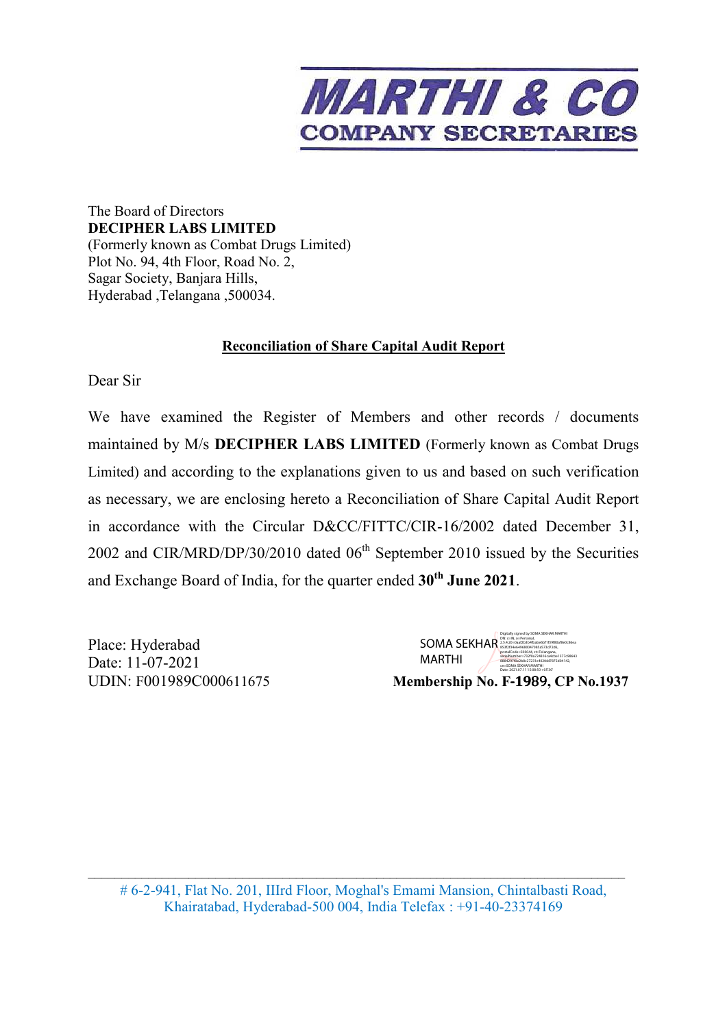**MARTHI & CO**
**COMPANY SECRETARIES**

The Board of Directors
**DECIPHER LABS LIMITED**
(Formerly known as Combat Drugs Limited)
Plot No. 94, 4th Floor, Road No. 2,
Sagar Society, Banjara Hills,
Hyderabad ,Telangana ,500034.

## Reconciliation of Share Capital Audit Report

Dear Sir

We have examined the Register of Members and other records / documents maintained by M/s **DECIPHER LABS LIMITED** (Formerly known as Combat Drugs Limited) and according to the explanations given to us and based on such verification as necessary, we are enclosing hereto a Reconciliation of Share Capital Audit Report in accordance with the Circular D&CC/FITTC/CIR-16/2002 dated December 31, 2002 and CIR/MRD/DP/30/2010 dated 06th September 2010 issued by the Securities and Exchange Board of India, for the quarter ended **30th June 2021**.

Place: Hyderabad
Date: 11-07-2021
UDIN: F001989C000611675

SOMA SEKHAR MARTHI
**Membership No. F-1989, CP No.1937**

# 6-2-941, Flat No. 201, IIIrd Floor, Moghal's Emami Mansion, Chintalbasti Road, Khairatabad, Hyderabad-500 004, India Telefax : +91-40-23374169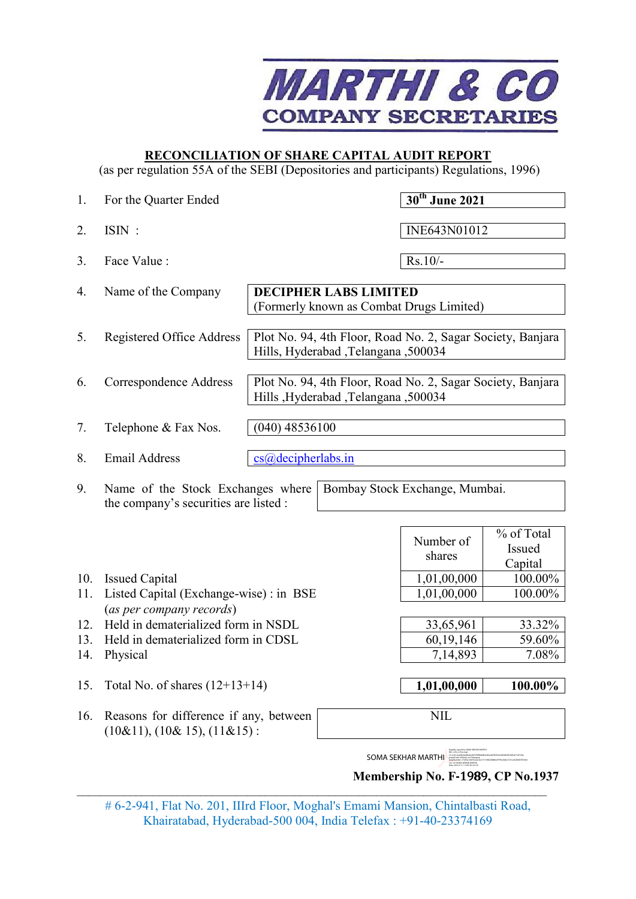# MARTHI & CO

## COMPANY SECRETARIES

**RECONCILIATION OF SHARE CAPITAL AUDIT REPORT**

(as per regulation 55A of the SEBI (Depositories and participants) Regulations, 1996)

| | | |
|---|---|---|
| 1. | For the Quarter Ended | **30th June 2021** |
| 2. | ISIN : | INE643N01012 |
| 3. | Face Value : | Rs.10/- |
| 4. | Name of the Company | **DECIPHER LABS LIMITED** (Formerly known as Combat Drugs Limited) |
| 5. | Registered Office Address | Plot No. 94, 4th Floor, Road No. 2, Sagar Society, Banjara Hills, Hyderabad ,Telangana ,500034 |
| 6. | Correspondence Address | Plot No. 94, 4th Floor, Road No. 2, Sagar Society, Banjara Hills ,Hyderabad ,Telangana ,500034 |
| 7. | Telephone & Fax Nos. | (040) 48536100 |
| 8. | Email Address | cs@decipherlabs.in |
| 9. | Name of the Stock Exchanges where the company's securities are listed : | Bombay Stock Exchange, Mumbai. |

| | | Number of shares | % of Total Issued Capital |
|---|---|---|---|
| 10. | Issued Capital | 1,01,00,000 | 100.00% |
| 11. | Listed Capital (Exchange-wise) : in BSE (*as per company records*) | 1,01,00,000 | 100.00% |
| 12. | Held in dematerialized form in NSDL | 33,65,961 | 33.32% |
| 13. | Held in dematerialized form in CDSL | 60,19,146 | 59.60% |
| 14. | Physical | 7,14,893 | 7.08% |
| 15. | Total No. of shares (12+13+14) | **1,01,00,000** | **100.00%** |

| | | |
|---|---|---|
| 16. | Reasons for difference if any, between (10&11), (10& 15), (11&15) : | NIL |

SOMA SEKHAR MARTHI

**Membership No. F-1989, CP No.1937**

# 6-2-941, Flat No. 201, IIIrd Floor, Moghal's Emami Mansion, Chintalbasti Road, Khairatabad, Hyderabad-500 004, India Telefax : +91-40-23374169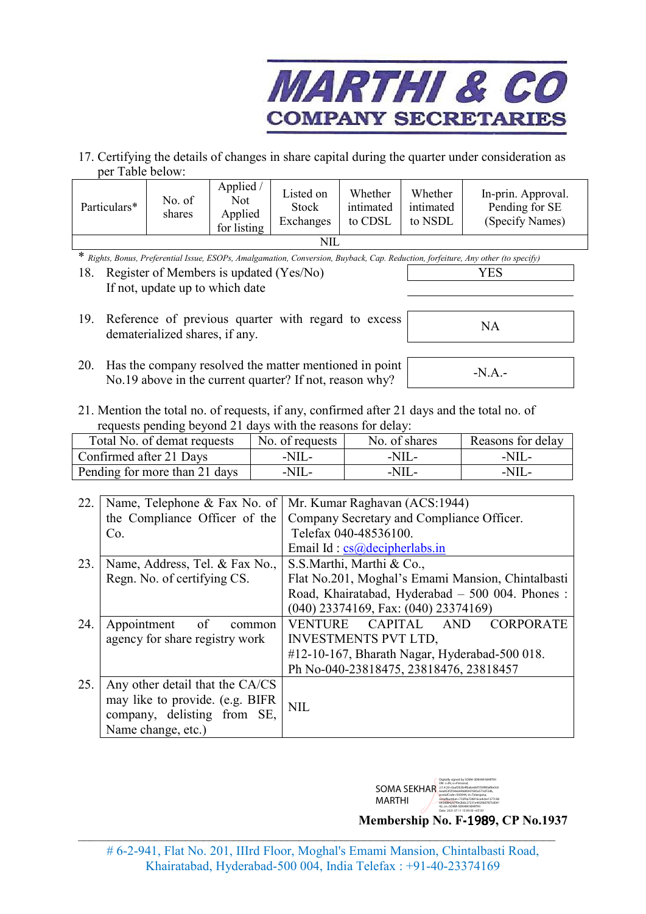# MARTHI & CO
## COMPANY SECRETARIES

17. Certifying the details of changes in share capital during the quarter under consideration as per Table below:

| Particulars* | No. of shares | Applied / Not Applied for listing | Listed on Stock Exchanges | Whether intimated to CDSL | Whether intimated to NSDL | In-prin. Approval. Pending for SE (Specify Names) |
|---|---|---|---|---|---|---|
| NIL | | | | | | |

\* *Rights, Bonus, Preferential Issue, ESOPs, Amalgamation, Conversion, Buyback, Cap. Reduction, forfeiture, Any other (to specify)*

18. Register of Members is updated (Yes/No) — YES
    If not, update up to which date

19. Reference of previous quarter with regard to excess dematerialized shares, if any. — NA

20. Has the company resolved the matter mentioned in point No.19 above in the current quarter? If not, reason why? — -N.A.-

21. Mention the total no. of requests, if any, confirmed after 21 days and the total no. of requests pending beyond 21 days with the reasons for delay:

| Total No. of demat requests | No. of requests | No. of shares | Reasons for delay |
|---|---|---|---|
| Confirmed after 21 Days | -NIL- | -NIL- | -NIL- |
| Pending for more than 21 days | -NIL- | -NIL- | -NIL- |

| | | |
|---|---|---|
| 22. | Name, Telephone & Fax No. of the Compliance Officer of the Co. | Mr. Kumar Raghavan (ACS:1944) Company Secretary and Compliance Officer. Telefax 040-48536100. Email Id : cs@decipherlabs.in |
| 23. | Name, Address, Tel. & Fax No., Regn. No. of certifying CS. | S.S.Marthi, Marthi & Co., Flat No.201, Moghal's Emami Mansion, Chintalbasti Road, Khairatabad, Hyderabad – 500 004. Phones : (040) 23374169, Fax: (040) 23374169) |
| 24. | Appointment of common agency for share registry work | VENTURE CAPITAL AND CORPORATE INVESTMENTS PVT LTD, #12-10-167, Bharath Nagar, Hyderabad-500 018. Ph No-040-23818475, 23818476, 23818457 |
| 25. | Any other detail that the CA/CS may like to provide. (e.g. BIFR company, delisting from SE, Name change, etc.) | NIL |

SOMA SEKHAR MARTHI (Digitally signed)

**Membership No. F-1989, CP No.1937**

\# 6-2-941, Flat No. 201, IIIrd Floor, Moghal's Emami Mansion, Chintalbasti Road, Khairatabad, Hyderabad-500 004, India Telefax : +91-40-23374169